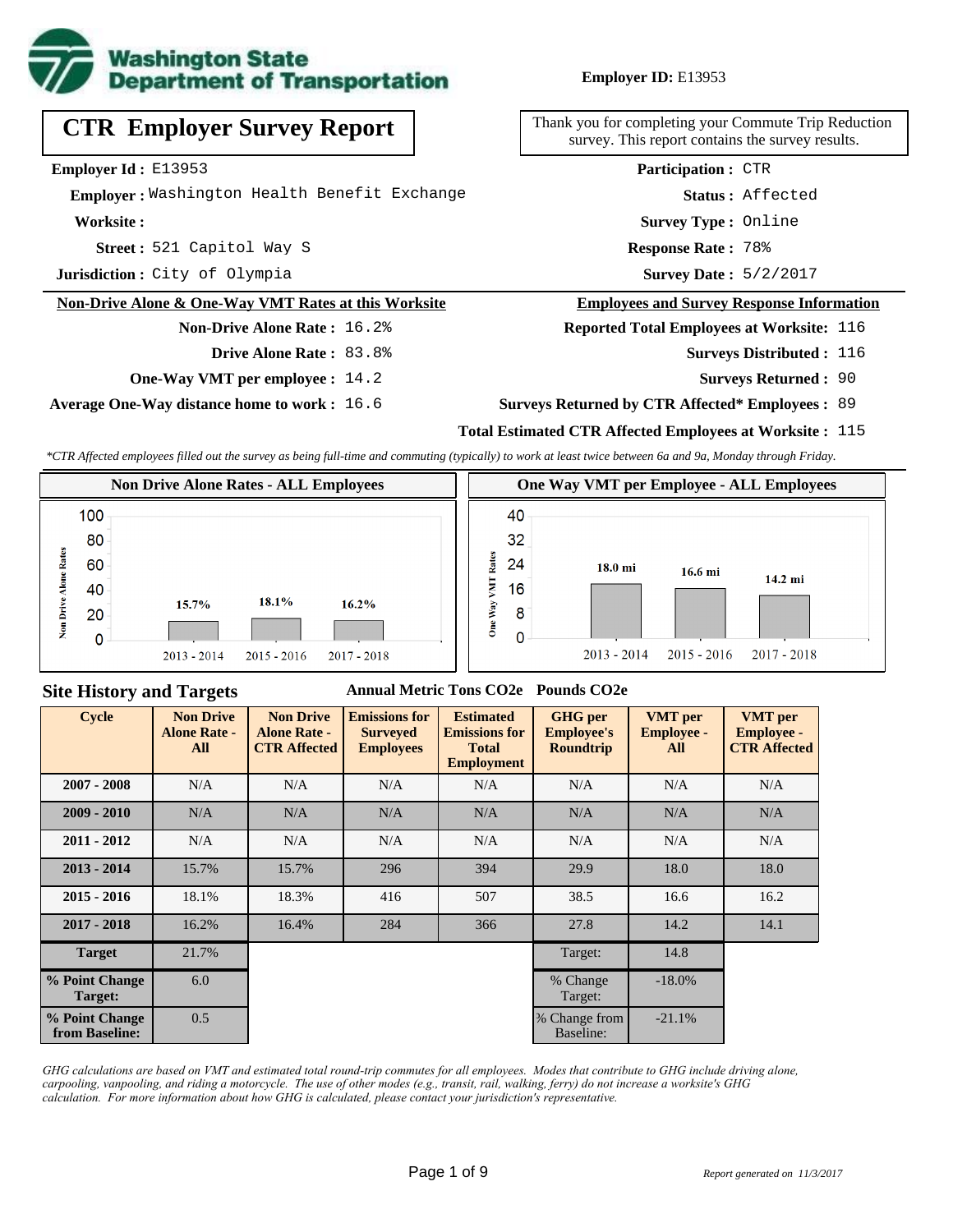Washington State Department of Transportation

**Employer ID:** E13953

# CTR Employer Survey Report

Thank you for completing your Commute Trip Reduction survey. This report contains the survey results.

**Employer Id :** E13953

**Employer :** Washington Health Benefit Exchange

**Worksite :**

**Street :** 521 Capitol Way S

**Jurisdiction :** City of Olympia

**Participation :** CTR

**Status :** Affected

**Survey Type :** Online

**Response Rate :** 78%

**Survey Date :** 5/2/2017

## Non-Drive Alone & One-Way VMT Rates at this Worksite

**Non-Drive Alone Rate :** 16.2%

**Drive Alone Rate :** 83.8%

**One-Way VMT per employee :** 14.2

**Average One-Way distance home to work :** 16.6

## Employees and Survey Response Information

**Reported Total Employees at Worksite:** 116

**Surveys Distributed :** 116

**Surveys Returned :** 90

**Surveys Returned by CTR Affected* Employees :** 89

**Total Estimated CTR Affected Employees at Worksite :** 115

*\*CTR Affected employees filled out the survey as being full-time and commuting (typically) to work at least twice between 6a and 9a, Monday through Friday.*

### Non Drive Alone Rates - ALL Employees

| Cycle | Non Drive Alone Rate |
|---|---|
| 2013 - 2014 | 15.7% |
| 2015 - 2016 | 18.1% |
| 2017 - 2018 | 16.2% |

### One Way VMT per Employee - ALL Employees

| Cycle | One Way VMT |
|---|---|
| 2013 - 2014 | 18.0 mi |
| 2015 - 2016 | 16.6 mi |
| 2017 - 2018 | 14.2 mi |

## Site History and Targets

Annual Metric Tons CO2e | Pounds CO2e

| Cycle | Non Drive Alone Rate - All | Non Drive Alone Rate - CTR Affected | Emissions for Surveyed Employees | Estimated Emissions for Total Employment | GHG per Employee's Roundtrip | VMT per Employee - All | VMT per Employee - CTR Affected |
|---|---|---|---|---|---|---|---|
| 2007 - 2008 | N/A | N/A | N/A | N/A | N/A | N/A | N/A |
| 2009 - 2010 | N/A | N/A | N/A | N/A | N/A | N/A | N/A |
| 2011 - 2012 | N/A | N/A | N/A | N/A | N/A | N/A | N/A |
| 2013 - 2014 | 15.7% | 15.7% | 296 | 394 | 29.9 | 18.0 | 18.0 |
| 2015 - 2016 | 18.1% | 18.3% | 416 | 507 | 38.5 | 16.6 | 16.2 |
| 2017 - 2018 | 16.2% | 16.4% | 284 | 366 | 27.8 | 14.2 | 14.1 |
| Target | 21.7% | | | | Target: | 14.8 | |
| % Point Change Target: | 6.0 | | | | % Change Target: | -18.0% | |
| % Point Change from Baseline: | 0.5 | | | | % Change from Baseline: | -21.1% | |

*GHG calculations are based on VMT and estimated total round-trip commutes for all employees. Modes that contribute to GHG include driving alone, carpooling, vanpooling, and riding a motorcycle. The use of other modes (e.g., transit, rail, walking, ferry) do not increase a worksite's GHG calculation. For more information about how GHG is calculated, please contact your jurisdiction's representative.*

*Report generated on 11/3/2017*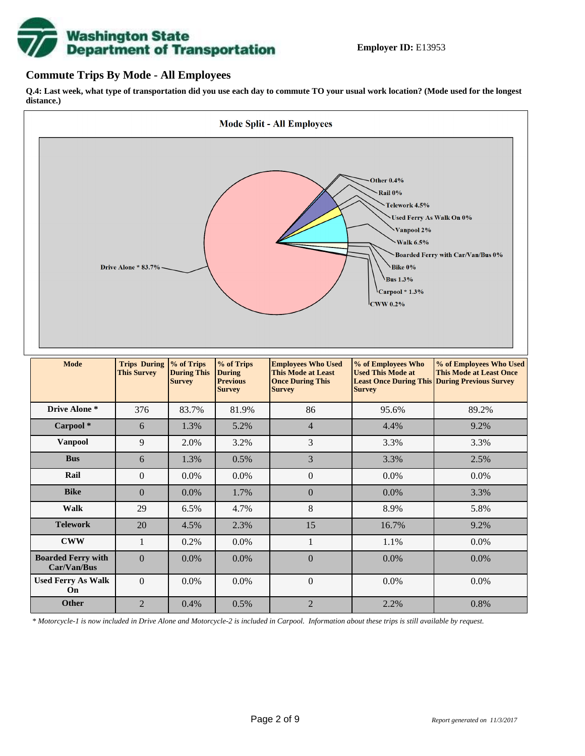**Employer ID:** E13953

## Commute Trips By Mode - All Employees

**Q.4: Last week, what type of transportation did you use each day to commute TO your usual work location? (Mode used for the longest distance.)**

**Mode Split - All Employees**

Other 0.4%
Rail 0%
Telework 4.5%
Used Ferry As Walk On 0%
Vanpool 2%
Walk 6.5%
Boarded Ferry with Car/Van/Bus 0%
Bike 0%
Bus 1.3%
Carpool * 1.3%
CWW 0.2%
Drive Alone * 83.7%

| Mode | Trips During This Survey | % of Trips During This Survey | % of Trips During Previous Survey | Employees Who Used This Mode at Least Once During This Survey | % of Employees Who Used This Mode at Least Once During This Survey | % of Employees Who Used This Mode at Least Once During Previous Survey |
|---|---|---|---|---|---|---|
| Drive Alone * | 376 | 83.7% | 81.9% | 86 | 95.6% | 89.2% |
| Carpool * | 6 | 1.3% | 5.2% | 4 | 4.4% | 9.2% |
| Vanpool | 9 | 2.0% | 3.2% | 3 | 3.3% | 3.3% |
| Bus | 6 | 1.3% | 0.5% | 3 | 3.3% | 2.5% |
| Rail | 0 | 0.0% | 0.0% | 0 | 0.0% | 0.0% |
| Bike | 0 | 0.0% | 1.7% | 0 | 0.0% | 3.3% |
| Walk | 29 | 6.5% | 4.7% | 8 | 8.9% | 5.8% |
| Telework | 20 | 4.5% | 2.3% | 15 | 16.7% | 9.2% |
| CWW | 1 | 0.2% | 0.0% | 1 | 1.1% | 0.0% |
| Boarded Ferry with Car/Van/Bus | 0 | 0.0% | 0.0% | 0 | 0.0% | 0.0% |
| Used Ferry As Walk On | 0 | 0.0% | 0.0% | 0 | 0.0% | 0.0% |
| Other | 2 | 0.4% | 0.5% | 2 | 2.2% | 0.8% |

*\* Motorcycle-1 is now included in Drive Alone and Motorcycle-2 is included in Carpool. Information about these trips is still available by request.*

*Report generated on 11/3/2017*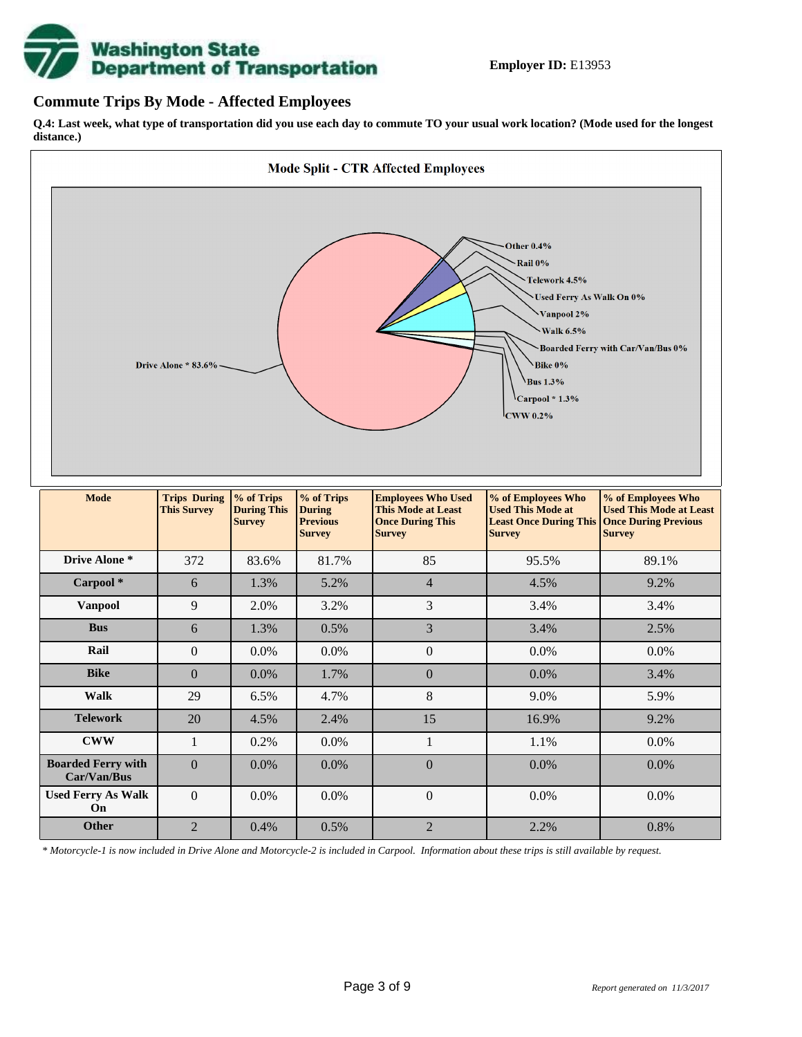**Employer ID:** E13953

## Commute Trips By Mode - Affected Employees

**Q.4: Last week, what type of transportation did you use each day to commute TO your usual work location? (Mode used for the longest distance.)**

**Mode Split - CTR Affected Employees**

Other 0.4%
Rail 0%
Telework 4.5%
Used Ferry As Walk On 0%
Vanpool 2%
Walk 6.5%
Boarded Ferry with Car/Van/Bus 0%
Bike 0%
Bus 1.3%
Carpool * 1.3%
CWW 0.2%
Drive Alone * 83.6%

| Mode | Trips During This Survey | % of Trips During This Survey | % of Trips During Previous Survey | Employees Who Used This Mode at Least Once During This Survey | % of Employees Who Used This Mode at Least Once During This Survey | % of Employees Who Used This Mode at Least Once During Previous Survey |
|---|---|---|---|---|---|---|
| Drive Alone * | 372 | 83.6% | 81.7% | 85 | 95.5% | 89.1% |
| Carpool * | 6 | 1.3% | 5.2% | 4 | 4.5% | 9.2% |
| Vanpool | 9 | 2.0% | 3.2% | 3 | 3.4% | 3.4% |
| Bus | 6 | 1.3% | 0.5% | 3 | 3.4% | 2.5% |
| Rail | 0 | 0.0% | 0.0% | 0 | 0.0% | 0.0% |
| Bike | 0 | 0.0% | 1.7% | 0 | 0.0% | 3.4% |
| Walk | 29 | 6.5% | 4.7% | 8 | 9.0% | 5.9% |
| Telework | 20 | 4.5% | 2.4% | 15 | 16.9% | 9.2% |
| CWW | 1 | 0.2% | 0.0% | 1 | 1.1% | 0.0% |
| Boarded Ferry with Car/Van/Bus | 0 | 0.0% | 0.0% | 0 | 0.0% | 0.0% |
| Used Ferry As Walk On | 0 | 0.0% | 0.0% | 0 | 0.0% | 0.0% |
| Other | 2 | 0.4% | 0.5% | 2 | 2.2% | 0.8% |

*\* Motorcycle-1 is now included in Drive Alone and Motorcycle-2 is included in Carpool. Information about these trips is still available by request.*

*Report generated on 11/3/2017*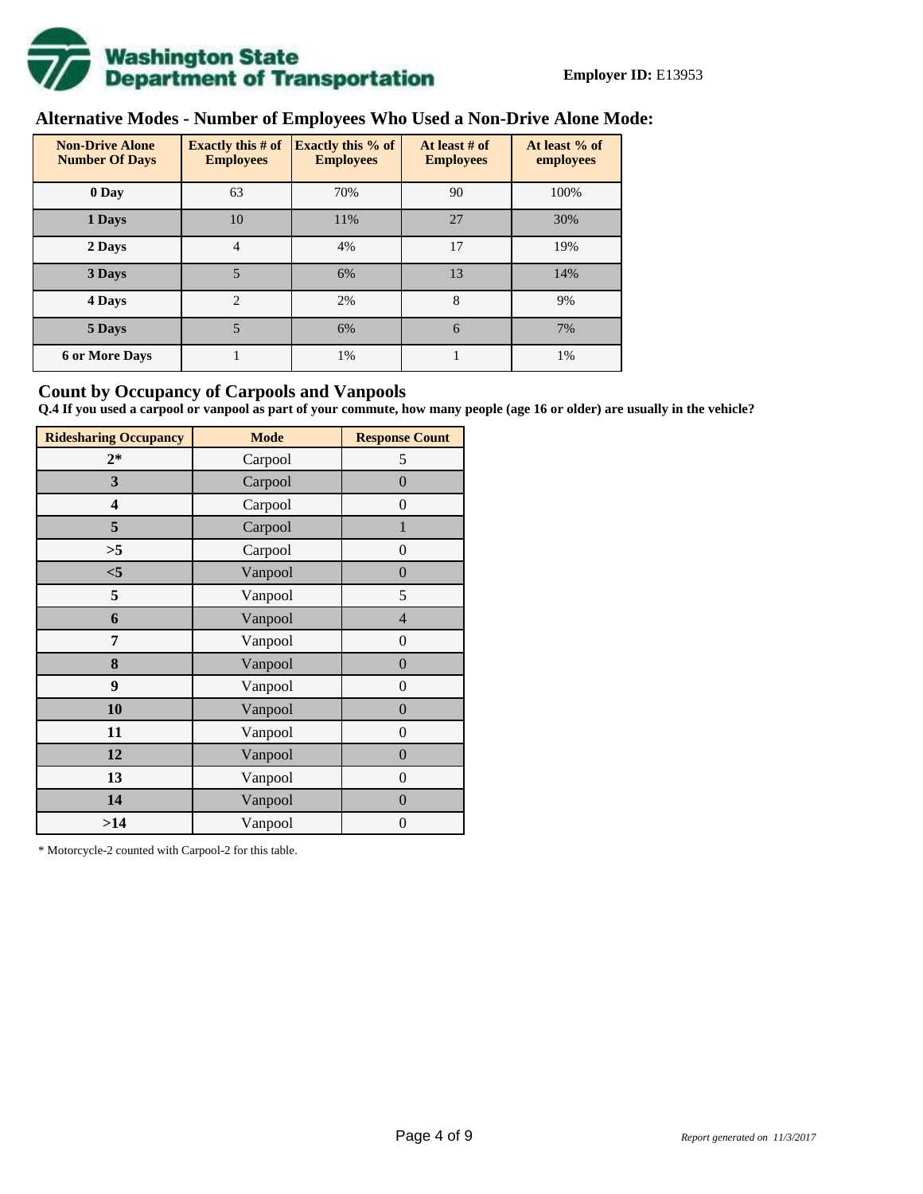**Employer ID:** E13953

## Alternative Modes - Number of Employees Who Used a Non-Drive Alone Mode:

| Non-Drive Alone Number Of Days | Exactly this # of Employees | Exactly this % of Employees | At least # of Employees | At least % of employees |
|---|---|---|---|---|
| 0 Day | 63 | 70% | 90 | 100% |
| 1 Days | 10 | 11% | 27 | 30% |
| 2 Days | 4 | 4% | 17 | 19% |
| 3 Days | 5 | 6% | 13 | 14% |
| 4 Days | 2 | 2% | 8 | 9% |
| 5 Days | 5 | 6% | 6 | 7% |
| 6 or More Days | 1 | 1% | 1 | 1% |

## Count by Occupancy of Carpools and Vanpools

**Q.4 If you used a carpool or vanpool as part of your commute, how many people (age 16 or older) are usually in the vehicle?**

| Ridesharing Occupancy | Mode | Response Count |
|---|---|---|
| 2* | Carpool | 5 |
| 3 | Carpool | 0 |
| 4 | Carpool | 0 |
| 5 | Carpool | 1 |
| >5 | Carpool | 0 |
| <5 | Vanpool | 0 |
| 5 | Vanpool | 5 |
| 6 | Vanpool | 4 |
| 7 | Vanpool | 0 |
| 8 | Vanpool | 0 |
| 9 | Vanpool | 0 |
| 10 | Vanpool | 0 |
| 11 | Vanpool | 0 |
| 12 | Vanpool | 0 |
| 13 | Vanpool | 0 |
| 14 | Vanpool | 0 |
| >14 | Vanpool | 0 |

* Motorcycle-2 counted with Carpool-2 for this table.

*Report generated on 11/3/2017*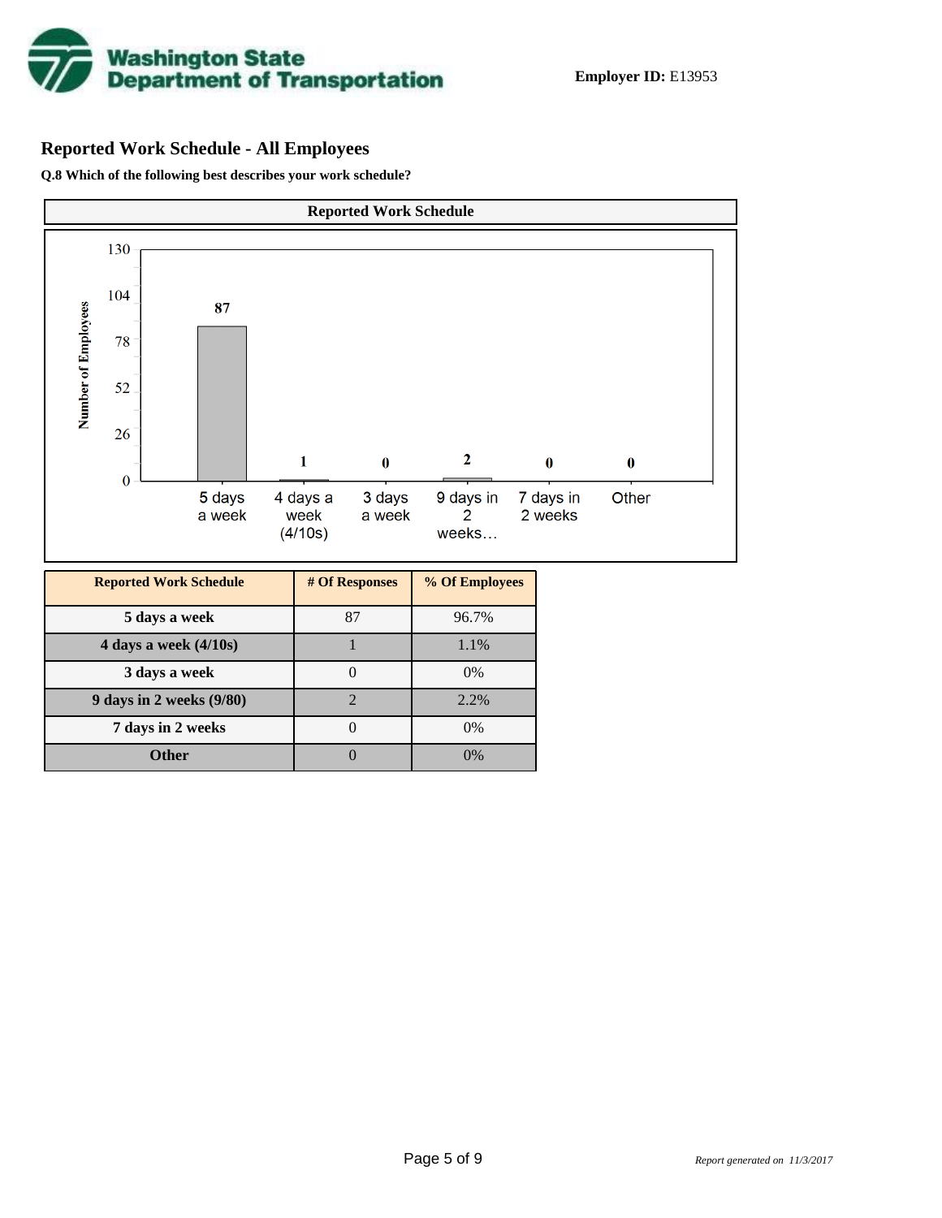Washington State Department of Transportation

**Employer ID:** E13953

## Reported Work Schedule - All Employees

**Q.8 Which of the following best describes your work schedule?**

**Reported Work Schedule**

| Reported Work Schedule | # Of Responses | % Of Employees |
|---|---|---|
| 5 days a week | 87 | 96.7% |
| 4 days a week (4/10s) | 1 | 1.1% |
| 3 days a week | 0 | 0% |
| 9 days in 2 weeks (9/80) | 2 | 2.2% |
| 7 days in 2 weeks | 0 | 0% |
| Other | 0 | 0% |

*Report generated on 11/3/2017*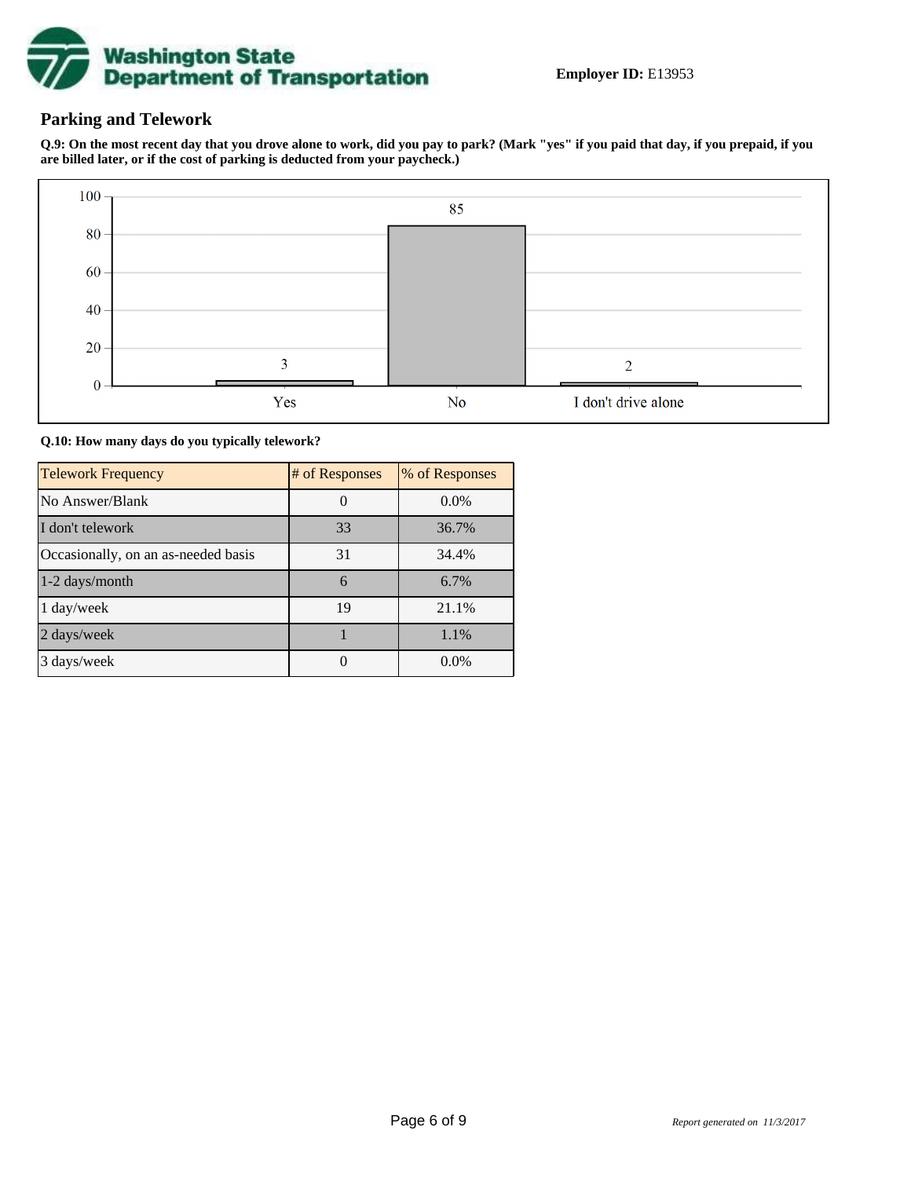**Employer ID:** E13953

## Parking and Telework

**Q.9: On the most recent day that you drove alone to work, did you pay to park? (Mark "yes" if you paid that day, if you prepaid, if you are billed later, or if the cost of parking is deducted from your paycheck.)**

| Response | Count |
|---|---|
| Yes | 3 |
| No | 85 |
| I don't drive alone | 2 |

**Q.10: How many days do you typically telework?**

| Telework Frequency | # of Responses | % of Responses |
|---|---|---|
| No Answer/Blank | 0 | 0.0% |
| I don't telework | 33 | 36.7% |
| Occasionally, on an as-needed basis | 31 | 34.4% |
| 1-2 days/month | 6 | 6.7% |
| 1 day/week | 19 | 21.1% |
| 2 days/week | 1 | 1.1% |
| 3 days/week | 0 | 0.0% |

*Report generated on 11/3/2017*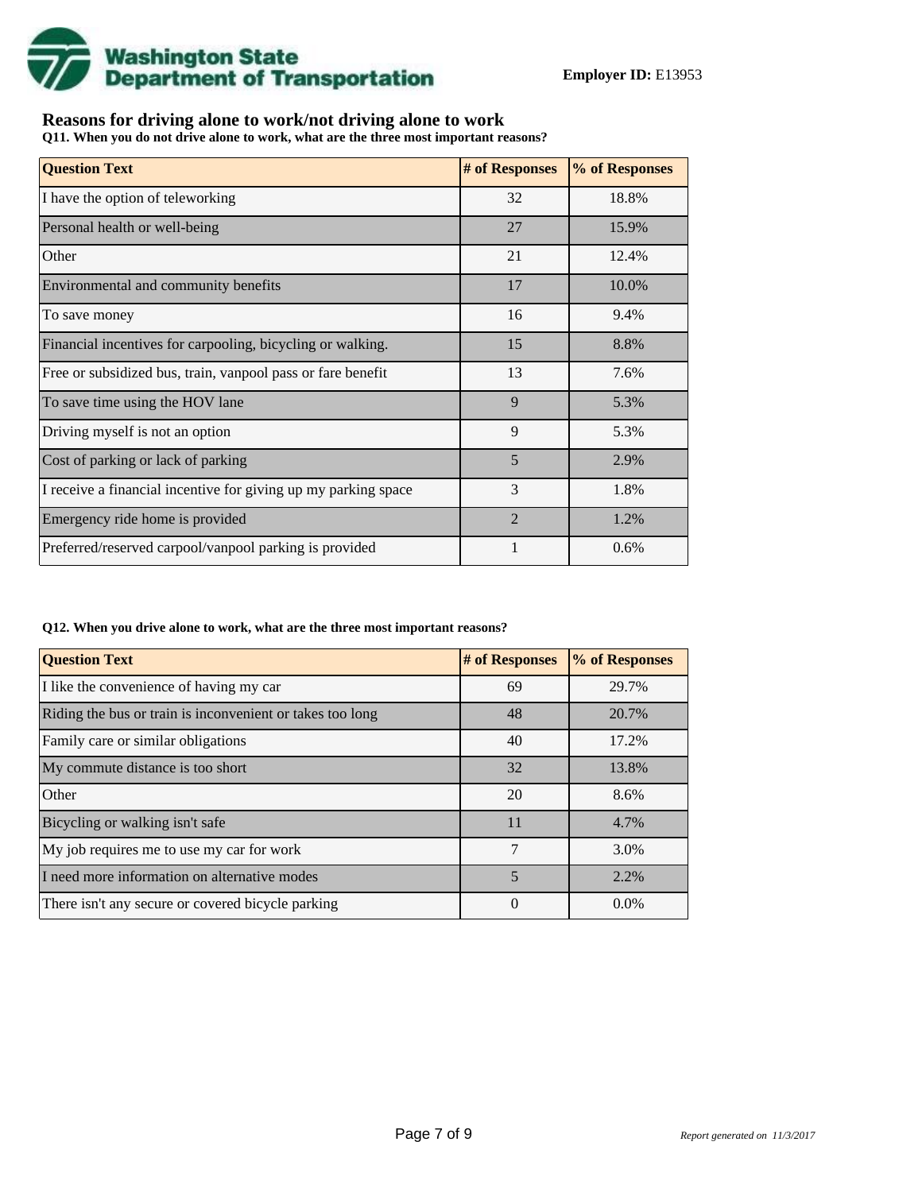**Washington State Department of Transportation**

**Employer ID:** E13953

## Reasons for driving alone to work/not driving alone to work

**Q11. When you do not drive alone to work, what are the three most important reasons?**

| Question Text | # of Responses | % of Responses |
|---|---|---|
| I have the option of teleworking | 32 | 18.8% |
| Personal health or well-being | 27 | 15.9% |
| Other | 21 | 12.4% |
| Environmental and community benefits | 17 | 10.0% |
| To save money | 16 | 9.4% |
| Financial incentives for carpooling, bicycling or walking. | 15 | 8.8% |
| Free or subsidized bus, train, vanpool pass or fare benefit | 13 | 7.6% |
| To save time using the HOV lane | 9 | 5.3% |
| Driving myself is not an option | 9 | 5.3% |
| Cost of parking or lack of parking | 5 | 2.9% |
| I receive a financial incentive for giving up my parking space | 3 | 1.8% |
| Emergency ride home is provided | 2 | 1.2% |
| Preferred/reserved carpool/vanpool parking is provided | 1 | 0.6% |

**Q12. When you drive alone to work, what are the three most important reasons?**

| Question Text | # of Responses | % of Responses |
|---|---|---|
| I like the convenience of having my car | 69 | 29.7% |
| Riding the bus or train is inconvenient or takes too long | 48 | 20.7% |
| Family care or similar obligations | 40 | 17.2% |
| My commute distance is too short | 32 | 13.8% |
| Other | 20 | 8.6% |
| Bicycling or walking isn't safe | 11 | 4.7% |
| My job requires me to use my car for work | 7 | 3.0% |
| I need more information on alternative modes | 5 | 2.2% |
| There isn't any secure or covered bicycle parking | 0 | 0.0% |

*Report generated on 11/3/2017*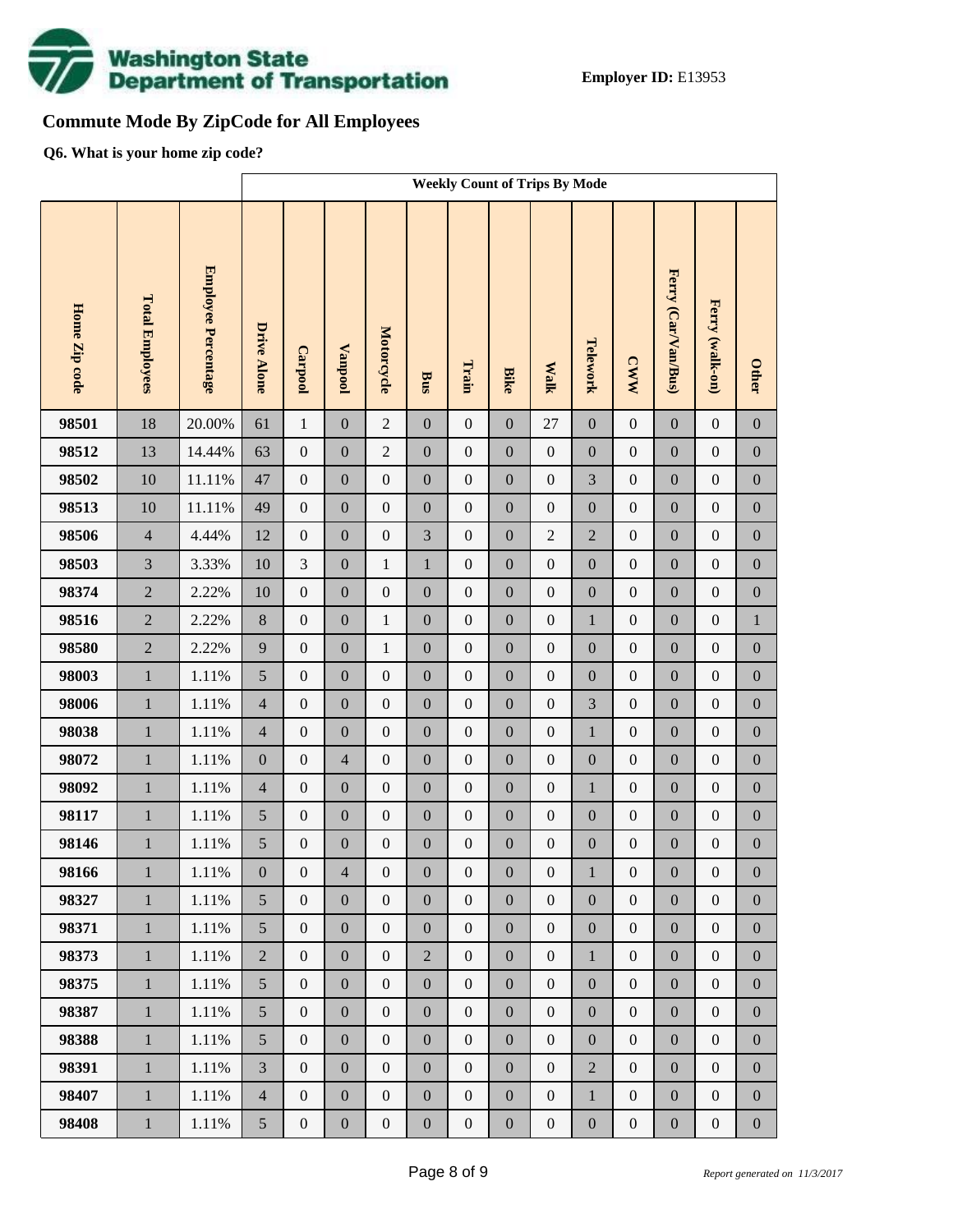**Employer ID:** E13953

## Commute Mode By ZipCode for All Employees

**Q6. What is your home zip code?**

| | | | Weekly Count of Trips By Mode | | | | | | | | | | | | |
|---|---|---|---|---|---|---|---|---|---|---|---|---|---|---|---|
| Home Zip code | Total Employees | Employee Percentage | Drive Alone | Carpool | Vanpool | Motorcycle | Bus | Train | Bike | Walk | Telework | CWW | Ferry (Car/Van/Bus) | Ferry (walk-on) | Other |
| 98501 | 18 | 20.00% | 61 | 1 | 0 | 2 | 0 | 0 | 0 | 27 | 0 | 0 | 0 | 0 | 0 |
| 98512 | 13 | 14.44% | 63 | 0 | 0 | 2 | 0 | 0 | 0 | 0 | 0 | 0 | 0 | 0 | 0 |
| 98502 | 10 | 11.11% | 47 | 0 | 0 | 0 | 0 | 0 | 0 | 0 | 3 | 0 | 0 | 0 | 0 |
| 98513 | 10 | 11.11% | 49 | 0 | 0 | 0 | 0 | 0 | 0 | 0 | 0 | 0 | 0 | 0 | 0 |
| 98506 | 4 | 4.44% | 12 | 0 | 0 | 0 | 3 | 0 | 0 | 2 | 2 | 0 | 0 | 0 | 0 |
| 98503 | 3 | 3.33% | 10 | 3 | 0 | 1 | 1 | 0 | 0 | 0 | 0 | 0 | 0 | 0 | 0 |
| 98374 | 2 | 2.22% | 10 | 0 | 0 | 0 | 0 | 0 | 0 | 0 | 0 | 0 | 0 | 0 | 0 |
| 98516 | 2 | 2.22% | 8 | 0 | 0 | 1 | 0 | 0 | 0 | 0 | 1 | 0 | 0 | 0 | 1 |
| 98580 | 2 | 2.22% | 9 | 0 | 0 | 1 | 0 | 0 | 0 | 0 | 0 | 0 | 0 | 0 | 0 |
| 98003 | 1 | 1.11% | 5 | 0 | 0 | 0 | 0 | 0 | 0 | 0 | 0 | 0 | 0 | 0 | 0 |
| 98006 | 1 | 1.11% | 4 | 0 | 0 | 0 | 0 | 0 | 0 | 0 | 3 | 0 | 0 | 0 | 0 |
| 98038 | 1 | 1.11% | 4 | 0 | 0 | 0 | 0 | 0 | 0 | 0 | 1 | 0 | 0 | 0 | 0 |
| 98072 | 1 | 1.11% | 0 | 0 | 4 | 0 | 0 | 0 | 0 | 0 | 0 | 0 | 0 | 0 | 0 |
| 98092 | 1 | 1.11% | 4 | 0 | 0 | 0 | 0 | 0 | 0 | 0 | 1 | 0 | 0 | 0 | 0 |
| 98117 | 1 | 1.11% | 5 | 0 | 0 | 0 | 0 | 0 | 0 | 0 | 0 | 0 | 0 | 0 | 0 |
| 98146 | 1 | 1.11% | 5 | 0 | 0 | 0 | 0 | 0 | 0 | 0 | 0 | 0 | 0 | 0 | 0 |
| 98166 | 1 | 1.11% | 0 | 0 | 4 | 0 | 0 | 0 | 0 | 0 | 1 | 0 | 0 | 0 | 0 |
| 98327 | 1 | 1.11% | 5 | 0 | 0 | 0 | 0 | 0 | 0 | 0 | 0 | 0 | 0 | 0 | 0 |
| 98371 | 1 | 1.11% | 5 | 0 | 0 | 0 | 0 | 0 | 0 | 0 | 0 | 0 | 0 | 0 | 0 |
| 98373 | 1 | 1.11% | 2 | 0 | 0 | 0 | 2 | 0 | 0 | 0 | 1 | 0 | 0 | 0 | 0 |
| 98375 | 1 | 1.11% | 5 | 0 | 0 | 0 | 0 | 0 | 0 | 0 | 0 | 0 | 0 | 0 | 0 |
| 98387 | 1 | 1.11% | 5 | 0 | 0 | 0 | 0 | 0 | 0 | 0 | 0 | 0 | 0 | 0 | 0 |
| 98388 | 1 | 1.11% | 5 | 0 | 0 | 0 | 0 | 0 | 0 | 0 | 0 | 0 | 0 | 0 | 0 |
| 98391 | 1 | 1.11% | 3 | 0 | 0 | 0 | 0 | 0 | 0 | 0 | 2 | 0 | 0 | 0 | 0 |
| 98407 | 1 | 1.11% | 4 | 0 | 0 | 0 | 0 | 0 | 0 | 0 | 1 | 0 | 0 | 0 | 0 |
| 98408 | 1 | 1.11% | 5 | 0 | 0 | 0 | 0 | 0 | 0 | 0 | 0 | 0 | 0 | 0 | 0 |

*Report generated on 11/3/2017*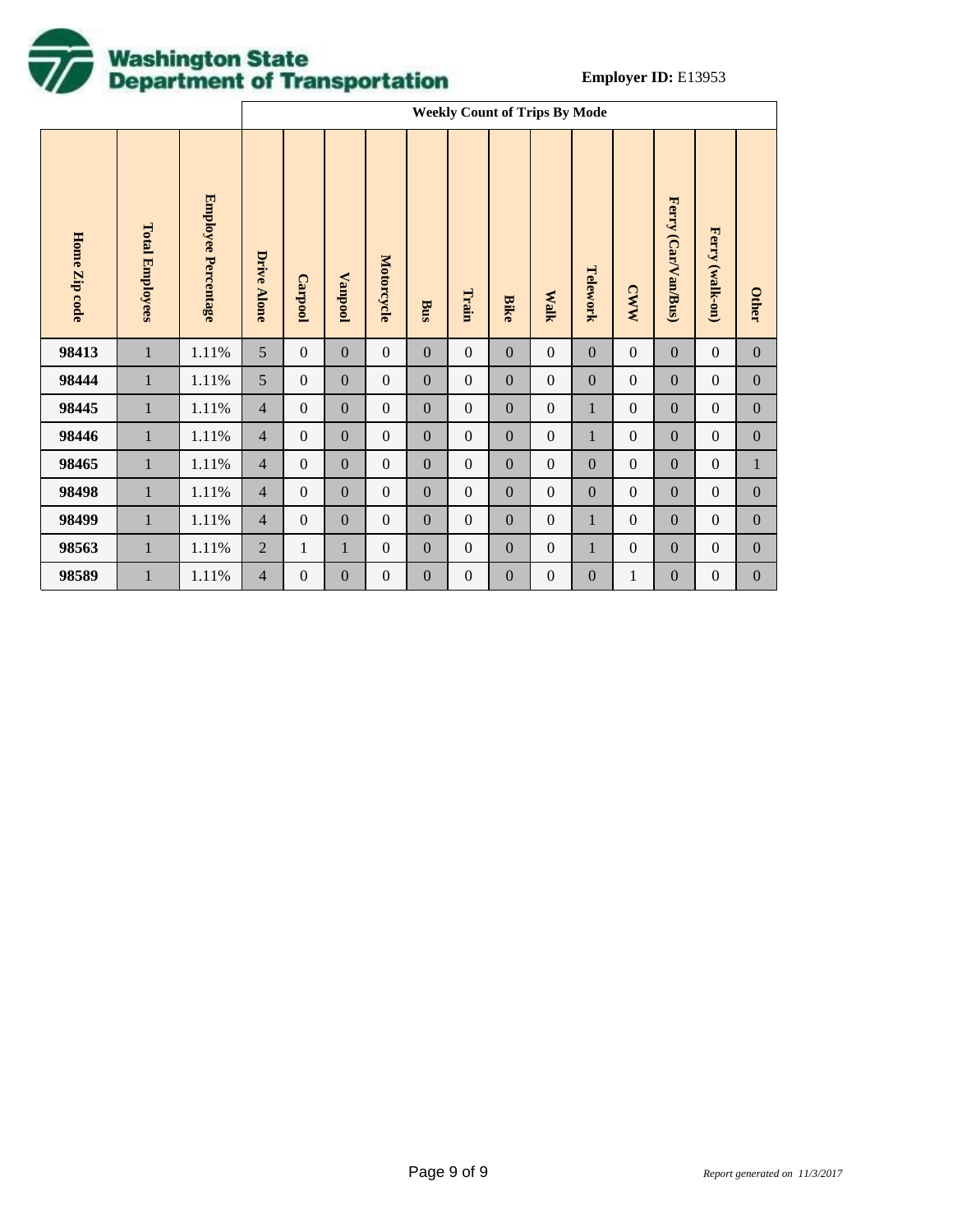# Washington State Department of Transportation

**Employer ID:** E13953

| Home Zip code | Total Employees | Employee Percentage | Weekly Count of Trips By Mode | | | | | | | | | | | | | |
|---|---|---|---|---|---|---|---|---|---|---|---|---|---|---|---|---|
| | | | Drive Alone | Carpool | Vanpool | Motorcycle | Bus | Train | Bike | Walk | Telework | CWW | Ferry (Car/Van/Bus) | Ferry (walk-on) | Other |
| 98413 | 1 | 1.11% | 5 | 0 | 0 | 0 | 0 | 0 | 0 | 0 | 0 | 0 | 0 | 0 | 0 |
| 98444 | 1 | 1.11% | 5 | 0 | 0 | 0 | 0 | 0 | 0 | 0 | 0 | 0 | 0 | 0 | 0 |
| 98445 | 1 | 1.11% | 4 | 0 | 0 | 0 | 0 | 0 | 0 | 0 | 1 | 0 | 0 | 0 | 0 |
| 98446 | 1 | 1.11% | 4 | 0 | 0 | 0 | 0 | 0 | 0 | 0 | 1 | 0 | 0 | 0 | 0 |
| 98465 | 1 | 1.11% | 4 | 0 | 0 | 0 | 0 | 0 | 0 | 0 | 0 | 0 | 0 | 0 | 1 |
| 98498 | 1 | 1.11% | 4 | 0 | 0 | 0 | 0 | 0 | 0 | 0 | 0 | 0 | 0 | 0 | 0 |
| 98499 | 1 | 1.11% | 4 | 0 | 0 | 0 | 0 | 0 | 0 | 0 | 1 | 0 | 0 | 0 | 0 |
| 98563 | 1 | 1.11% | 2 | 1 | 1 | 0 | 0 | 0 | 0 | 0 | 1 | 0 | 0 | 0 | 0 |
| 98589 | 1 | 1.11% | 4 | 0 | 0 | 0 | 0 | 0 | 0 | 0 | 0 | 1 | 0 | 0 | 0 |

*Report generated on 11/3/2017*